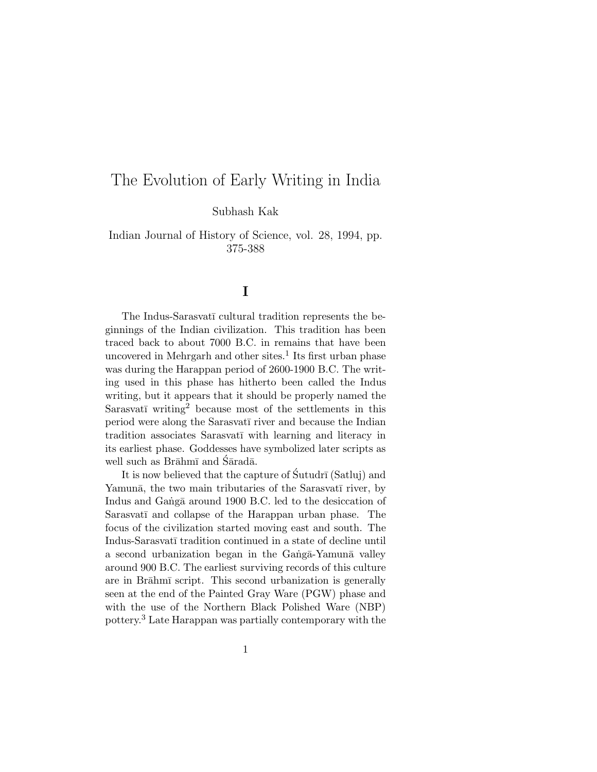# The Evolution of Early Writing in India

Subhash Kak

Indian Journal of History of Science, vol. 28, 1994, pp. 375-388

## I

The Indus-Sarasvatī cultural tradition represents the beginnings of the Indian civilization. This tradition has been traced back to about 7000 B.C. in remains that have been uncovered in Mehrgarh and other sites.[1] Its first urban phase was during the Harappan period of 2600-1900 B.C. The writing used in this phase has hitherto been called the Indus writing, but it appears that it should be properly named the Sarasvatī writing[2] because most of the settlements in this period were along the Sarasvatī river and because the Indian tradition associates Sarasvatī with learning and literacy in its earliest phase. Goddesses have symbolized later scripts as well such as Brāhmī and Śāradā.

It is now believed that the capture of Śutudrī (Satluj) and Yamunā, the two main tributaries of the Sarasvatī river, by Indus and Gaṅgā around 1900 B.C. led to the desiccation of Sarasvatī and collapse of the Harappan urban phase. The focus of the civilization started moving east and south. The Indus-Sarasvatī tradition continued in a state of decline until a second urbanization began in the Gaṅgā-Yamunā valley around 900 B.C. The earliest surviving records of this culture are in Brāhmī script. This second urbanization is generally seen at the end of the Painted Gray Ware (PGW) phase and with the use of the Northern Black Polished Ware (NBP) pottery.[3] Late Harappan was partially contemporary with the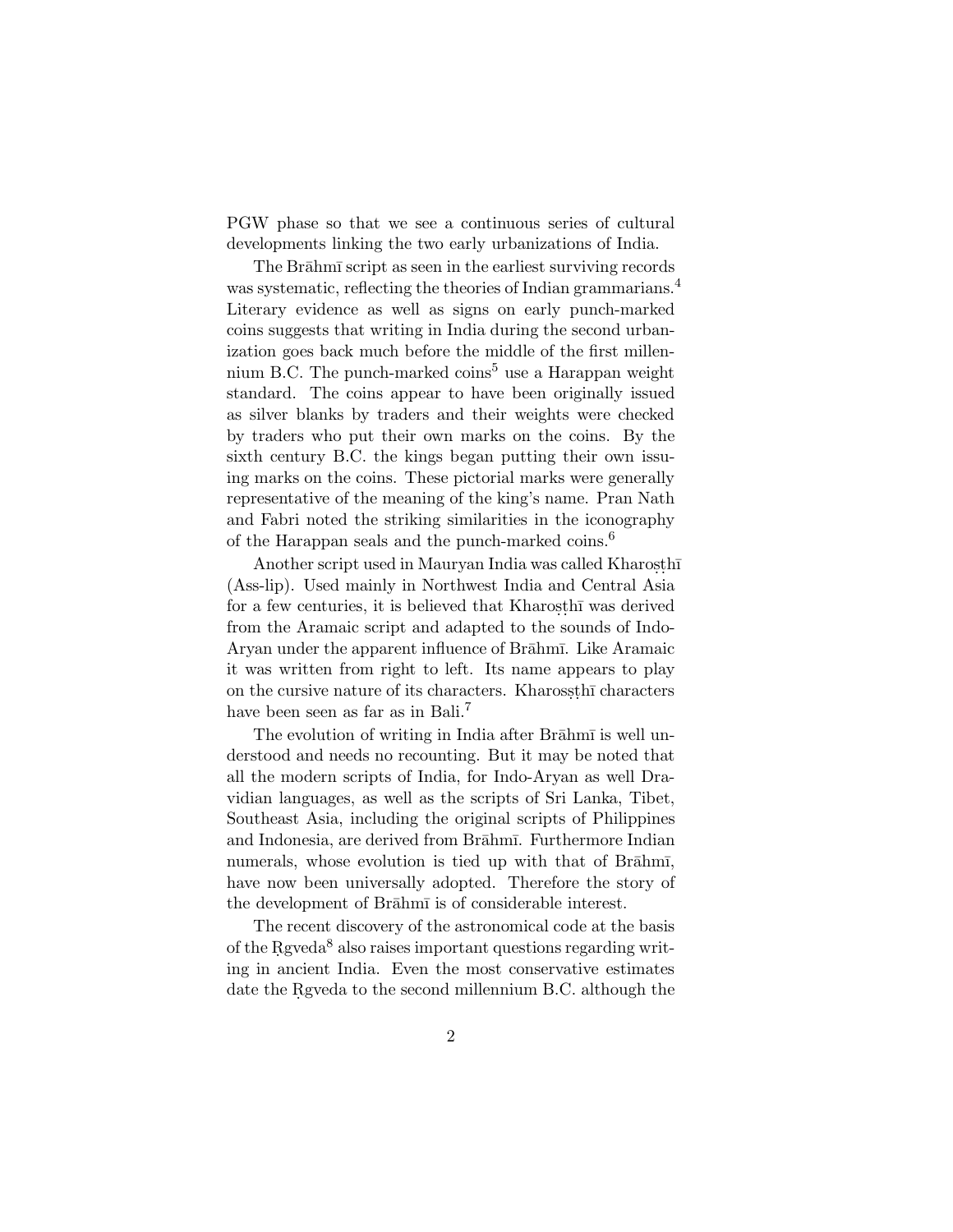PGW phase so that we see a continuous series of cultural developments linking the two early urbanizations of India.

The Brāhmī script as seen in the earliest surviving records was systematic, reflecting the theories of Indian grammarians.[4] Literary evidence as well as signs on early punch-marked coins suggests that writing in India during the second urbanization goes back much before the middle of the first millennium B.C. The punch-marked coins[5] use a Harappan weight standard. The coins appear to have been originally issued as silver blanks by traders and their weights were checked by traders who put their own marks on the coins. By the sixth century B.C. the kings began putting their own issuing marks on the coins. These pictorial marks were generally representative of the meaning of the king's name. Pran Nath and Fabri noted the striking similarities in the iconography of the Harappan seals and the punch-marked coins.[6]

Another script used in Mauryan India was called Kharoṣṭhī (Ass-lip). Used mainly in Northwest India and Central Asia for a few centuries, it is believed that Kharoṣṭhī was derived from the Aramaic script and adapted to the sounds of Indo-Aryan under the apparent influence of Brāhmī. Like Aramaic it was written from right to left. Its name appears to play on the cursive nature of its characters. Kharosṣṭhī characters have been seen as far as in Bali.[7]

The evolution of writing in India after Brāhmī is well understood and needs no recounting. But it may be noted that all the modern scripts of India, for Indo-Aryan as well Dravidian languages, as well as the scripts of Sri Lanka, Tibet, Southeast Asia, including the original scripts of Philippines and Indonesia, are derived from Brāhmī. Furthermore Indian numerals, whose evolution is tied up with that of Brāhmī, have now been universally adopted. Therefore the story of the development of Brāhmī is of considerable interest.

The recent discovery of the astronomical code at the basis of the Ṛgveda[8] also raises important questions regarding writing in ancient India. Even the most conservative estimates date the Ṛgveda to the second millennium B.C. although the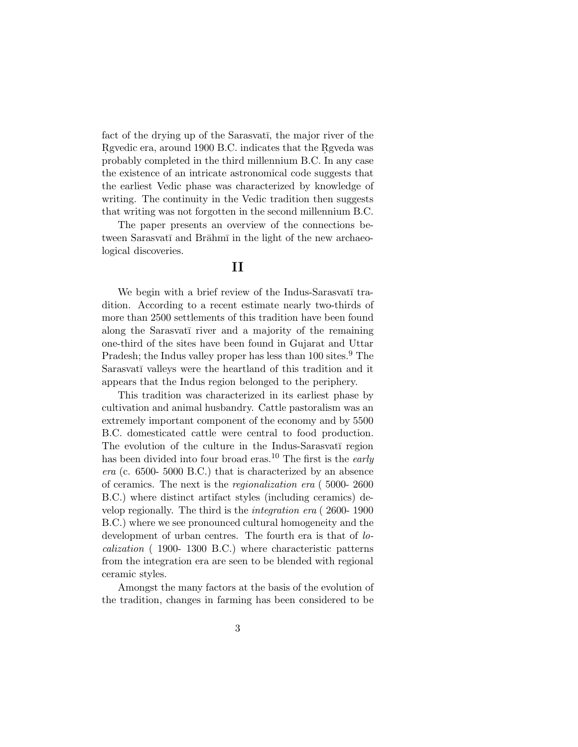fact of the drying up of the Sarasvatī, the major river of the Ṛgvedic era, around 1900 B.C. indicates that the Ṛgveda was probably completed in the third millennium B.C. In any case the existence of an intricate astronomical code suggests that the earliest Vedic phase was characterized by knowledge of writing. The continuity in the Vedic tradition then suggests that writing was not forgotten in the second millennium B.C.

The paper presents an overview of the connections between Sarasvatī and Brāhmī in the light of the new archaeological discoveries.

## II

We begin with a brief review of the Indus-Sarasvatī tradition. According to a recent estimate nearly two-thirds of more than 2500 settlements of this tradition have been found along the Sarasvatī river and a majority of the remaining one-third of the sites have been found in Gujarat and Uttar Pradesh; the Indus valley proper has less than 100 sites.[9] The Sarasvatī valleys were the heartland of this tradition and it appears that the Indus region belonged to the periphery.

This tradition was characterized in its earliest phase by cultivation and animal husbandry. Cattle pastoralism was an extremely important component of the economy and by 5500 B.C. domesticated cattle were central to food production. The evolution of the culture in the Indus-Sarasvatī region has been divided into four broad eras.[10] The first is the *early era* (c. 6500- 5000 B.C.) that is characterized by an absence of ceramics. The next is the *regionalization era* ( 5000- 2600 B.C.) where distinct artifact styles (including ceramics) develop regionally. The third is the *integration era* ( 2600- 1900 B.C.) where we see pronounced cultural homogeneity and the development of urban centres. The fourth era is that of *localization* ( 1900- 1300 B.C.) where characteristic patterns from the integration era are seen to be blended with regional ceramic styles.

Amongst the many factors at the basis of the evolution of the tradition, changes in farming has been considered to be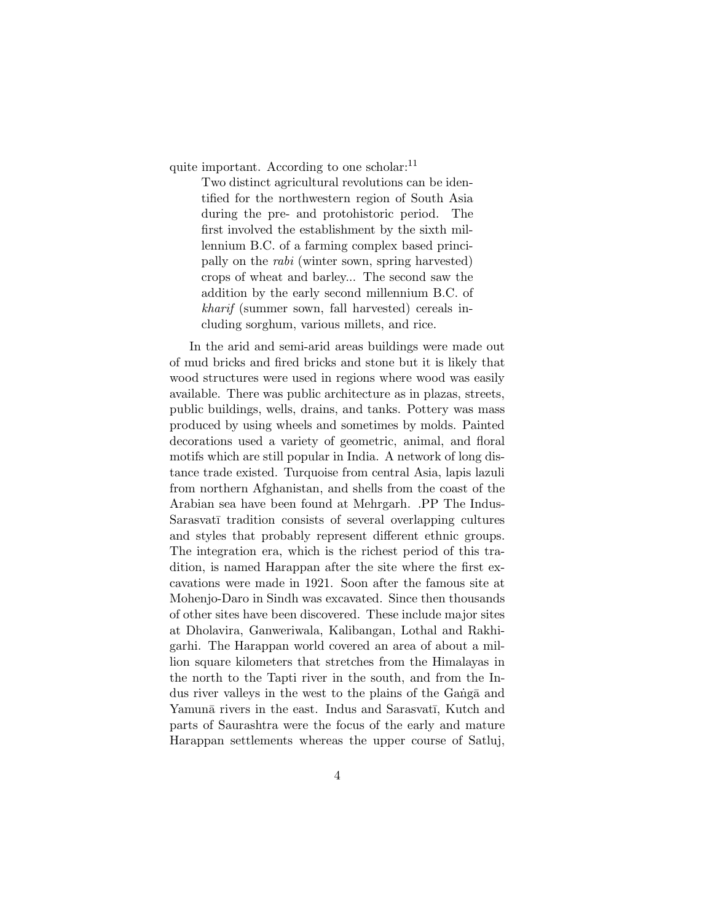quite important. According to one scholar:[11]

> Two distinct agricultural revolutions can be identified for the northwestern region of South Asia during the pre- and protohistoric period. The first involved the establishment by the sixth millennium B.C. of a farming complex based principally on the *rabi* (winter sown, spring harvested) crops of wheat and barley... The second saw the addition by the early second millennium B.C. of *kharif* (summer sown, fall harvested) cereals including sorghum, various millets, and rice.

In the arid and semi-arid areas buildings were made out of mud bricks and fired bricks and stone but it is likely that wood structures were used in regions where wood was easily available. There was public architecture as in plazas, streets, public buildings, wells, drains, and tanks. Pottery was mass produced by using wheels and sometimes by molds. Painted decorations used a variety of geometric, animal, and floral motifs which are still popular in India. A network of long distance trade existed. Turquoise from central Asia, lapis lazuli from northern Afghanistan, and shells from the coast of the Arabian sea have been found at Mehrgarh. .PP The Indus-Sarasvatī tradition consists of several overlapping cultures and styles that probably represent different ethnic groups. The integration era, which is the richest period of this tradition, is named Harappan after the site where the first excavations were made in 1921. Soon after the famous site at Mohenjo-Daro in Sindh was excavated. Since then thousands of other sites have been discovered. These include major sites at Dholavira, Ganweriwala, Kalibangan, Lothal and Rakhigarhi. The Harappan world covered an area of about a million square kilometers that stretches from the Himalayas in the north to the Tapti river in the south, and from the Indus river valleys in the west to the plains of the Gaṅgā and Yamunā rivers in the east. Indus and Sarasvatī, Kutch and parts of Saurashtra were the focus of the early and mature Harappan settlements whereas the upper course of Satluj,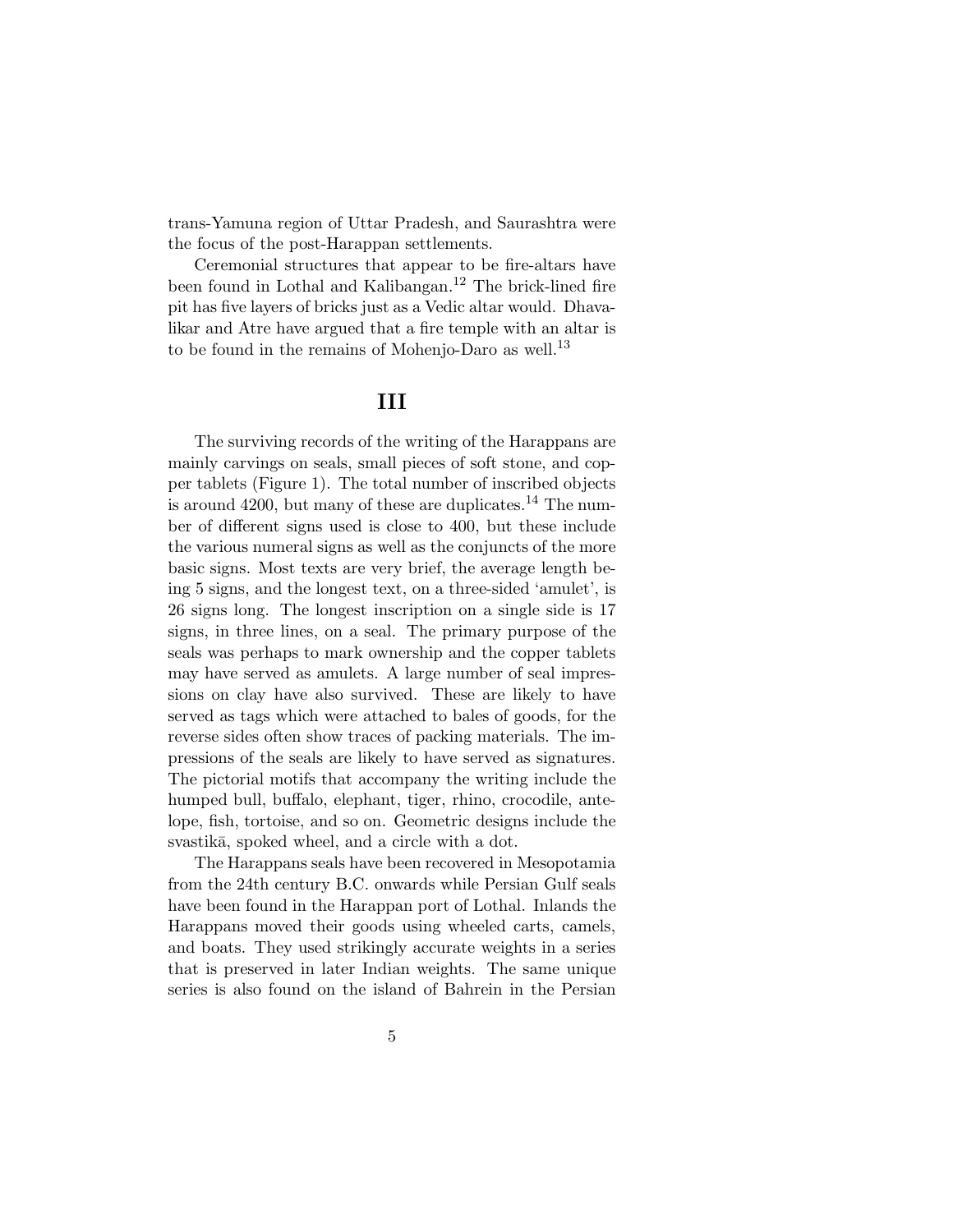trans-Yamuna region of Uttar Pradesh, and Saurashtra were the focus of the post-Harappan settlements.

Ceremonial structures that appear to be fire-altars have been found in Lothal and Kalibangan.[12] The brick-lined fire pit has five layers of bricks just as a Vedic altar would. Dhavalikar and Atre have argued that a fire temple with an altar is to be found in the remains of Mohenjo-Daro as well.[13]

## III

The surviving records of the writing of the Harappans are mainly carvings on seals, small pieces of soft stone, and copper tablets (Figure 1). The total number of inscribed objects is around 4200, but many of these are duplicates.[14] The number of different signs used is close to 400, but these include the various numeral signs as well as the conjuncts of the more basic signs. Most texts are very brief, the average length being 5 signs, and the longest text, on a three-sided 'amulet', is 26 signs long. The longest inscription on a single side is 17 signs, in three lines, on a seal. The primary purpose of the seals was perhaps to mark ownership and the copper tablets may have served as amulets. A large number of seal impressions on clay have also survived. These are likely to have served as tags which were attached to bales of goods, for the reverse sides often show traces of packing materials. The impressions of the seals are likely to have served as signatures. The pictorial motifs that accompany the writing include the humped bull, buffalo, elephant, tiger, rhino, crocodile, antelope, fish, tortoise, and so on. Geometric designs include the svastikā, spoked wheel, and a circle with a dot.

The Harappans seals have been recovered in Mesopotamia from the 24th century B.C. onwards while Persian Gulf seals have been found in the Harappan port of Lothal. Inlands the Harappans moved their goods using wheeled carts, camels, and boats. They used strikingly accurate weights in a series that is preserved in later Indian weights. The same unique series is also found on the island of Bahrein in the Persian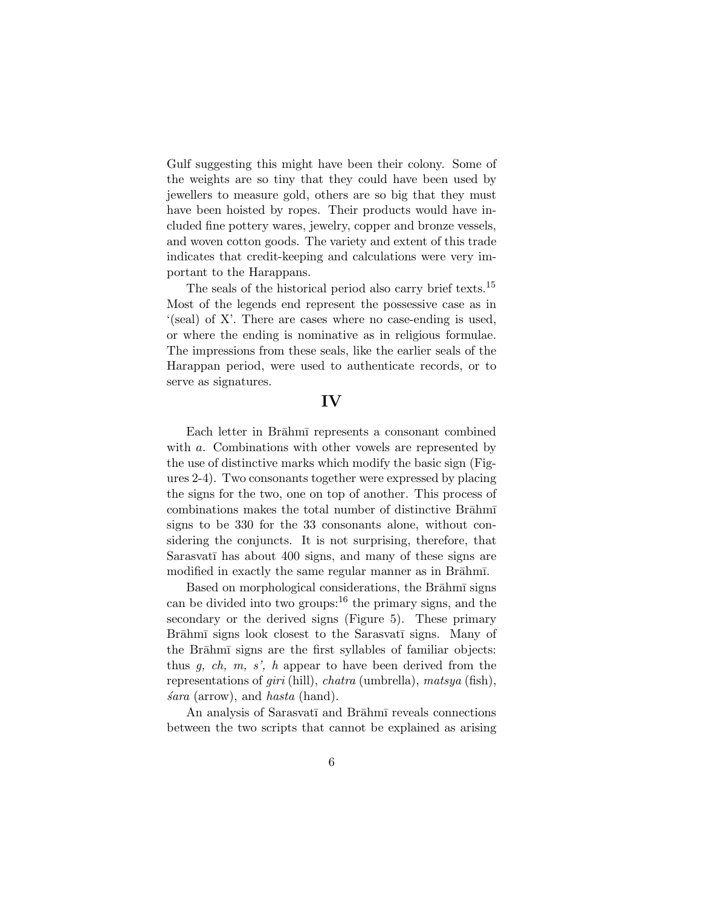Gulf suggesting this might have been their colony. Some of the weights are so tiny that they could have been used by jewellers to measure gold, others are so big that they must have been hoisted by ropes. Their products would have included fine pottery wares, jewelry, copper and bronze vessels, and woven cotton goods. The variety and extent of this trade indicates that credit-keeping and calculations were very important to the Harappans.

The seals of the historical period also carry brief texts.[15] Most of the legends end represent the possessive case as in '(seal) of X'. There are cases where no case-ending is used, or where the ending is nominative as in religious formulae. The impressions from these seals, like the earlier seals of the Harappan period, were used to authenticate records, or to serve as signatures.

## IV

Each letter in Brāhmī represents a consonant combined with *a*. Combinations with other vowels are represented by the use of distinctive marks which modify the basic sign (Figures 2-4). Two consonants together were expressed by placing the signs for the two, one on top of another. This process of combinations makes the total number of distinctive Brāhmī signs to be 330 for the 33 consonants alone, without considering the conjuncts. It is not surprising, therefore, that Sarasvatī has about 400 signs, and many of these signs are modified in exactly the same regular manner as in Brāhmī.

Based on morphological considerations, the Brāhmī signs can be divided into two groups:[16] the primary signs, and the secondary or the derived signs (Figure 5). These primary Brāhmī signs look closest to the Sarasvatī signs. Many of the Brāhmī signs are the first syllables of familiar objects: thus *g, ch, m, s', h* appear to have been derived from the representations of *giri* (hill), *chatra* (umbrella), *matsya* (fish), *śara* (arrow), and *hasta* (hand).

An analysis of Sarasvatī and Brāhmī reveals connections between the two scripts that cannot be explained as arising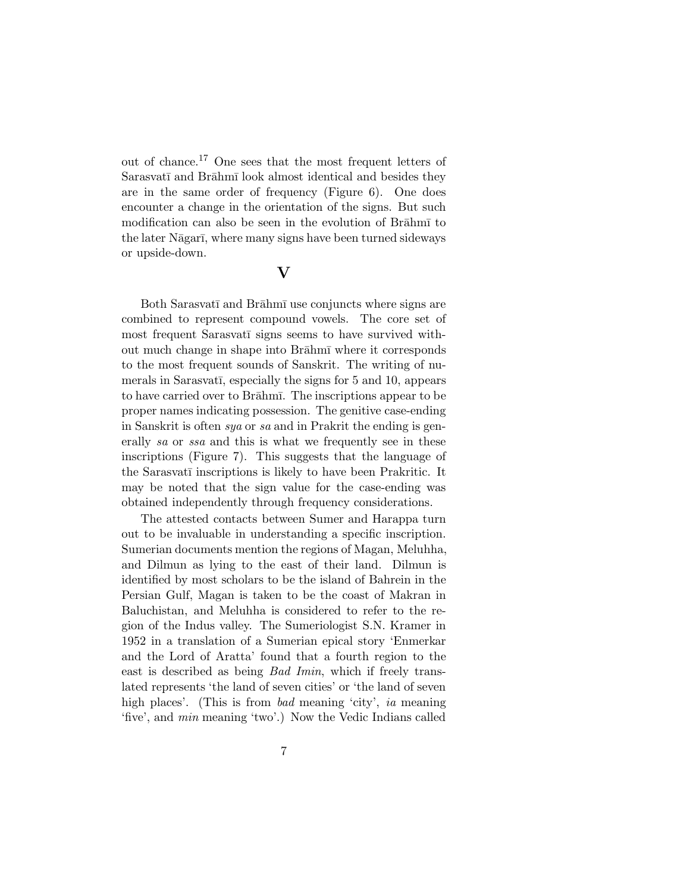out of chance.[17] One sees that the most frequent letters of Sarasvatī and Brāhmī look almost identical and besides they are in the same order of frequency (Figure 6). One does encounter a change in the orientation of the signs. But such modification can also be seen in the evolution of Brāhmī to the later Nāgarī, where many signs have been turned sideways or upside-down.

## V

Both Sarasvatī and Brāhmī use conjuncts where signs are combined to represent compound vowels. The core set of most frequent Sarasvatī signs seems to have survived without much change in shape into Brāhmī where it corresponds to the most frequent sounds of Sanskrit. The writing of numerals in Sarasvatī, especially the signs for 5 and 10, appears to have carried over to Brāhmī. The inscriptions appear to be proper names indicating possession. The genitive case-ending in Sanskrit is often *sya* or *sa* and in Prakrit the ending is generally *sa* or *ssa* and this is what we frequently see in these inscriptions (Figure 7). This suggests that the language of the Sarasvatī inscriptions is likely to have been Prakritic. It may be noted that the sign value for the case-ending was obtained independently through frequency considerations.

The attested contacts between Sumer and Harappa turn out to be invaluable in understanding a specific inscription. Sumerian documents mention the regions of Magan, Meluhha, and Dilmun as lying to the east of their land. Dilmun is identified by most scholars to be the island of Bahrein in the Persian Gulf, Magan is taken to be the coast of Makran in Baluchistan, and Meluhha is considered to refer to the region of the Indus valley. The Sumeriologist S.N. Kramer in 1952 in a translation of a Sumerian epical story 'Enmerkar and the Lord of Aratta' found that a fourth region to the east is described as being *Bad Imin*, which if freely translated represents 'the land of seven cities' or 'the land of seven high places'. (This is from *bad* meaning 'city', *ia* meaning 'five', and *min* meaning 'two'.) Now the Vedic Indians called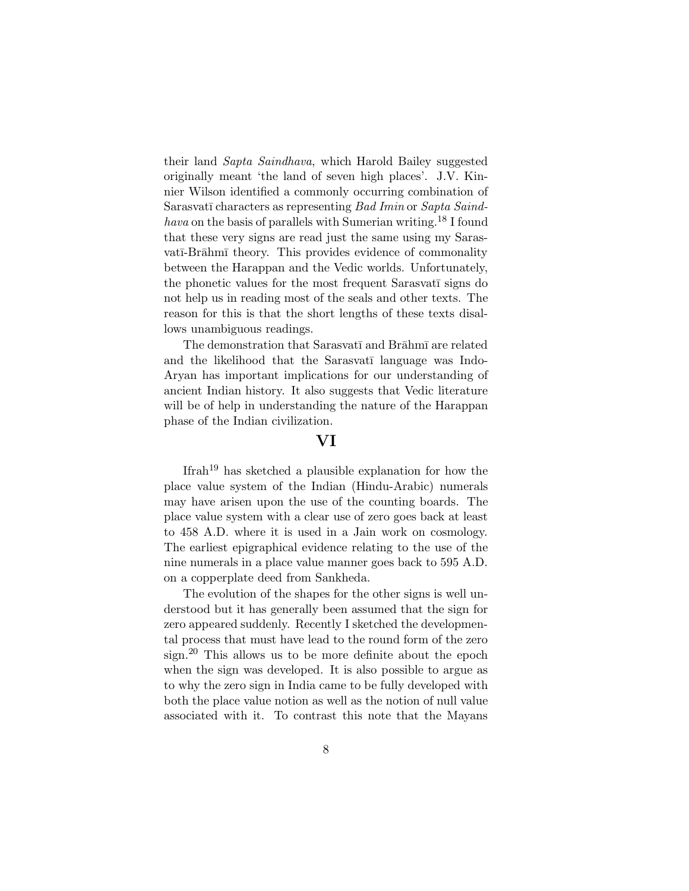their land *Sapta Saindhava*, which Harold Bailey suggested originally meant 'the land of seven high places'. J.V. Kinnier Wilson identified a commonly occurring combination of Sarasvatī characters as representing *Bad Imin* or *Sapta Saindhava* on the basis of parallels with Sumerian writing.[18] I found that these very signs are read just the same using my Sarasvatī-Brāhmī theory. This provides evidence of commonality between the Harappan and the Vedic worlds. Unfortunately, the phonetic values for the most frequent Sarasvatī signs do not help us in reading most of the seals and other texts. The reason for this is that the short lengths of these texts disallows unambiguous readings.

The demonstration that Sarasvatī and Brāhmī are related and the likelihood that the Sarasvatī language was Indo-Aryan has important implications for our understanding of ancient Indian history. It also suggests that Vedic literature will be of help in understanding the nature of the Harappan phase of the Indian civilization.

## VI

Ifrah[19] has sketched a plausible explanation for how the place value system of the Indian (Hindu-Arabic) numerals may have arisen upon the use of the counting boards. The place value system with a clear use of zero goes back at least to 458 A.D. where it is used in a Jain work on cosmology. The earliest epigraphical evidence relating to the use of the nine numerals in a place value manner goes back to 595 A.D. on a copperplate deed from Sankheda.

The evolution of the shapes for the other signs is well understood but it has generally been assumed that the sign for zero appeared suddenly. Recently I sketched the developmental process that must have lead to the round form of the zero sign.[20] This allows us to be more definite about the epoch when the sign was developed. It is also possible to argue as to why the zero sign in India came to be fully developed with both the place value notion as well as the notion of null value associated with it. To contrast this note that the Mayans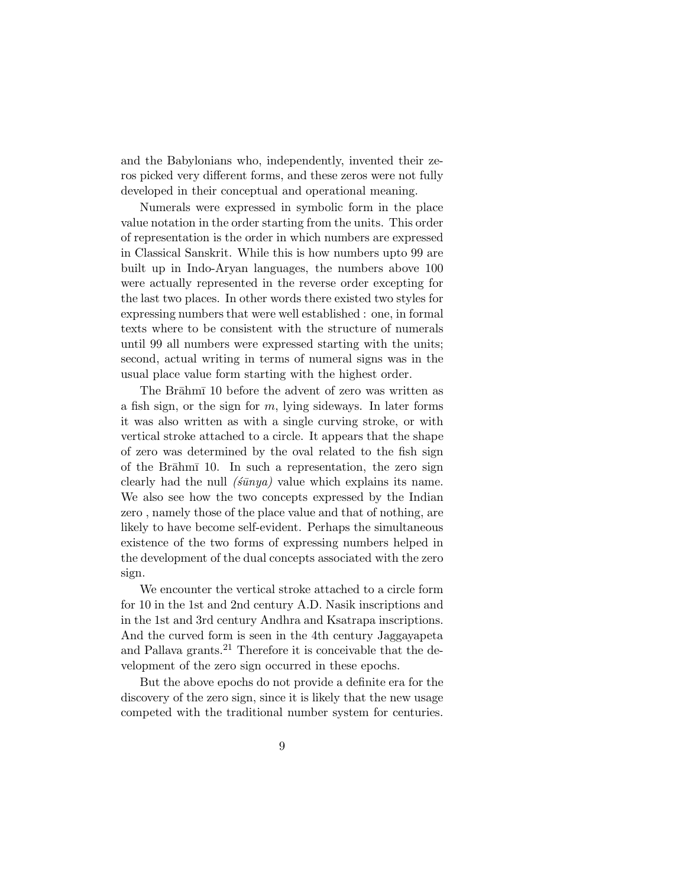and the Babylonians who, independently, invented their zeros picked very different forms, and these zeros were not fully developed in their conceptual and operational meaning.

Numerals were expressed in symbolic form in the place value notation in the order starting from the units. This order of representation is the order in which numbers are expressed in Classical Sanskrit. While this is how numbers upto 99 are built up in Indo-Aryan languages, the numbers above 100 were actually represented in the reverse order excepting for the last two places. In other words there existed two styles for expressing numbers that were well established : one, in formal texts where to be consistent with the structure of numerals until 99 all numbers were expressed starting with the units; second, actual writing in terms of numeral signs was in the usual place value form starting with the highest order.

The Brāhmī 10 before the advent of zero was written as a fish sign, or the sign for $m$, lying sideways. In later forms it was also written as with a single curving stroke, or with vertical stroke attached to a circle. It appears that the shape of zero was determined by the oval related to the fish sign of the Brāhmī 10. In such a representation, the zero sign clearly had the null *(śūnya)* value which explains its name. We also see how the two concepts expressed by the Indian zero , namely those of the place value and that of nothing, are likely to have become self-evident. Perhaps the simultaneous existence of the two forms of expressing numbers helped in the development of the dual concepts associated with the zero sign.

We encounter the vertical stroke attached to a circle form for 10 in the 1st and 2nd century A.D. Nasik inscriptions and in the 1st and 3rd century Andhra and Ksatrapa inscriptions. And the curved form is seen in the 4th century Jaggayapeta and Pallava grants.[21] Therefore it is conceivable that the development of the zero sign occurred in these epochs.

But the above epochs do not provide a definite era for the discovery of the zero sign, since it is likely that the new usage competed with the traditional number system for centuries.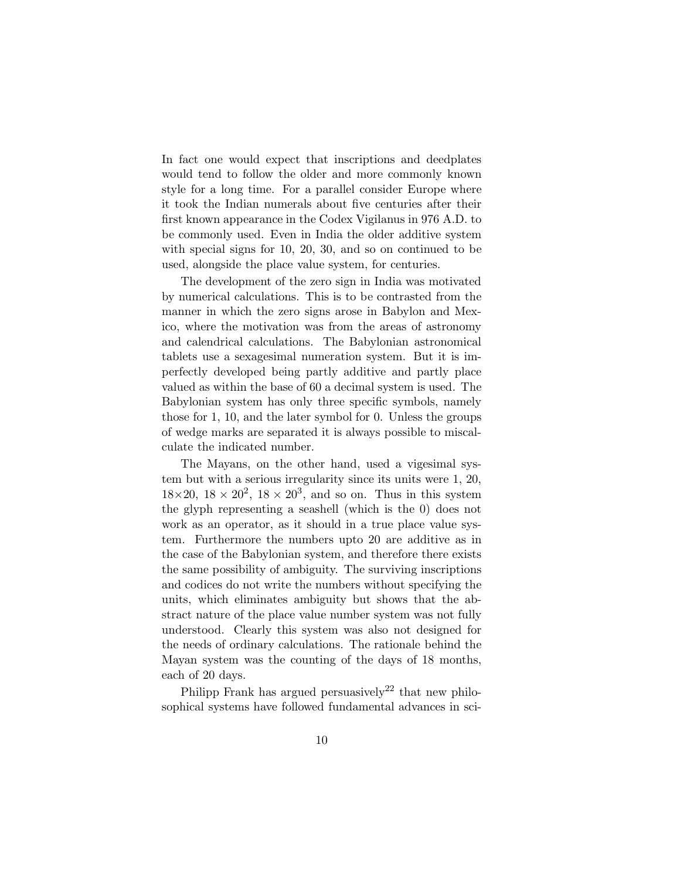In fact one would expect that inscriptions and deedplates would tend to follow the older and more commonly known style for a long time. For a parallel consider Europe where it took the Indian numerals about five centuries after their first known appearance in the Codex Vigilanus in 976 A.D. to be commonly used. Even in India the older additive system with special signs for 10, 20, 30, and so on continued to be used, alongside the place value system, for centuries.

The development of the zero sign in India was motivated by numerical calculations. This is to be contrasted from the manner in which the zero signs arose in Babylon and Mexico, where the motivation was from the areas of astronomy and calendrical calculations. The Babylonian astronomical tablets use a sexagesimal numeration system. But it is imperfectly developed being partly additive and partly place valued as within the base of 60 a decimal system is used. The Babylonian system has only three specific symbols, namely those for 1, 10, and the later symbol for 0. Unless the groups of wedge marks are separated it is always possible to miscalculate the indicated number.

The Mayans, on the other hand, used a vigesimal system but with a serious irregularity since its units were 1, 20, $18 \times 20$, $18 \times 20^2$, $18 \times 20^3$, and so on. Thus in this system the glyph representing a seashell (which is the 0) does not work as an operator, as it should in a true place value system. Furthermore the numbers upto 20 are additive as in the case of the Babylonian system, and therefore there exists the same possibility of ambiguity. The surviving inscriptions and codices do not write the numbers without specifying the units, which eliminates ambiguity but shows that the abstract nature of the place value number system was not fully understood. Clearly this system was also not designed for the needs of ordinary calculations. The rationale behind the Mayan system was the counting of the days of 18 months, each of 20 days.

Philipp Frank has argued persuasively[22] that new philosophical systems have followed fundamental advances in sci-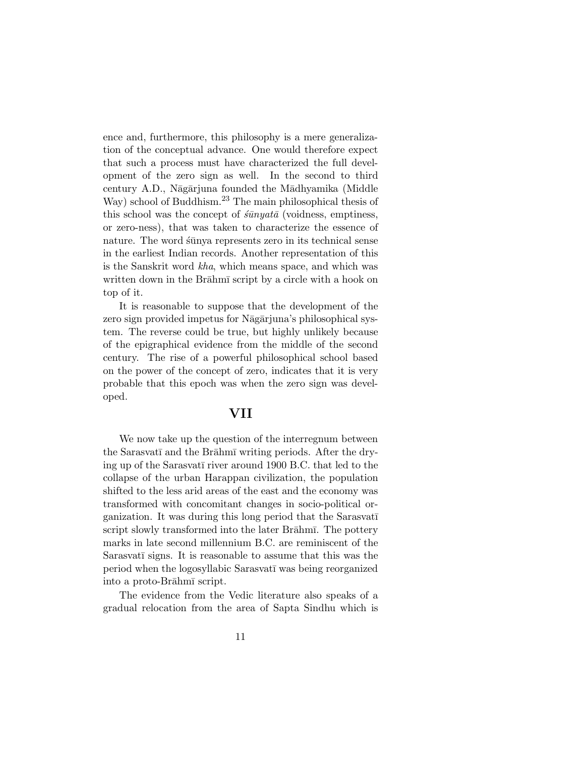ence and, furthermore, this philosophy is a mere generalization of the conceptual advance. One would therefore expect that such a process must have characterized the full development of the zero sign as well. In the second to third century A.D., Nāgārjuna founded the Mādhyamika (Middle Way) school of Buddhism.[23] The main philosophical thesis of this school was the concept of *śūnyatā* (voidness, emptiness, or zero-ness), that was taken to characterize the essence of nature. The word śūnya represents zero in its technical sense in the earliest Indian records. Another representation of this is the Sanskrit word *kha*, which means space, and which was written down in the Brāhmī script by a circle with a hook on top of it.

It is reasonable to suppose that the development of the zero sign provided impetus for Nāgārjuna's philosophical system. The reverse could be true, but highly unlikely because of the epigraphical evidence from the middle of the second century. The rise of a powerful philosophical school based on the power of the concept of zero, indicates that it is very probable that this epoch was when the zero sign was developed.

## VII

We now take up the question of the interregnum between the Sarasvatī and the Brāhmī writing periods. After the drying up of the Sarasvatī river around 1900 B.C. that led to the collapse of the urban Harappan civilization, the population shifted to the less arid areas of the east and the economy was transformed with concomitant changes in socio-political organization. It was during this long period that the Sarasvatī script slowly transformed into the later Brāhmī. The pottery marks in late second millennium B.C. are reminiscent of the Sarasvatī signs. It is reasonable to assume that this was the period when the logosyllabic Sarasvatī was being reorganized into a proto-Brāhmī script.

The evidence from the Vedic literature also speaks of a gradual relocation from the area of Sapta Sindhu which is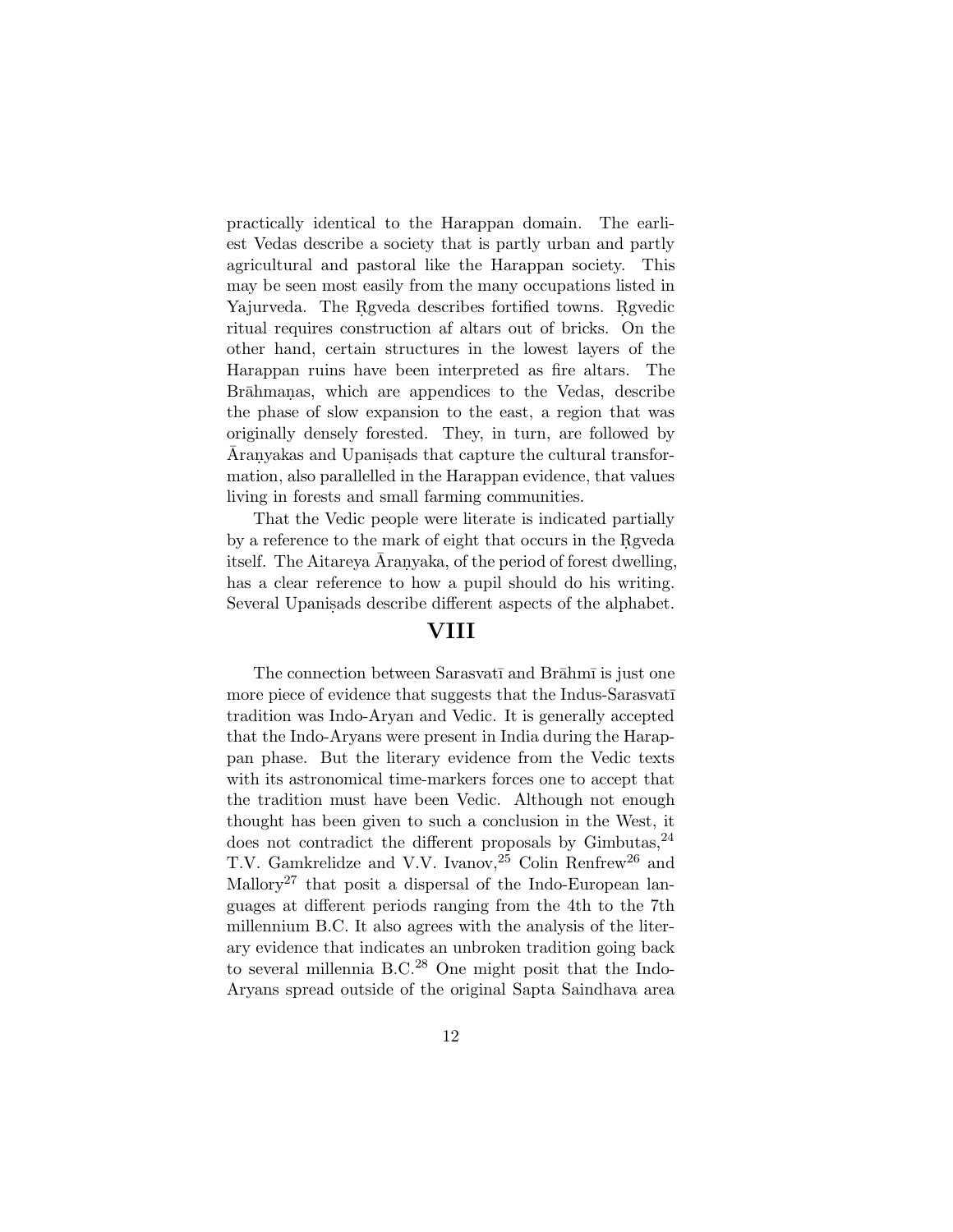practically identical to the Harappan domain. The earliest Vedas describe a society that is partly urban and partly agricultural and pastoral like the Harappan society. This may be seen most easily from the many occupations listed in Yajurveda. The Ṛgveda describes fortified towns. Ṛgvedic ritual requires construction af altars out of bricks. On the other hand, certain structures in the lowest layers of the Harappan ruins have been interpreted as fire altars. The Brāhmaṇas, which are appendices to the Vedas, describe the phase of slow expansion to the east, a region that was originally densely forested. They, in turn, are followed by Āraṇyakas and Upaniṣads that capture the cultural transformation, also parallelled in the Harappan evidence, that values living in forests and small farming communities.

That the Vedic people were literate is indicated partially by a reference to the mark of eight that occurs in the Ṛgveda itself. The Aitareya Āraṇyaka, of the period of forest dwelling, has a clear reference to how a pupil should do his writing. Several Upaniṣads describe different aspects of the alphabet.

## VIII

The connection between Sarasvatī and Brāhmī is just one more piece of evidence that suggests that the Indus-Sarasvatī tradition was Indo-Aryan and Vedic. It is generally accepted that the Indo-Aryans were present in India during the Harappan phase. But the literary evidence from the Vedic texts with its astronomical time-markers forces one to accept that the tradition must have been Vedic. Although not enough thought has been given to such a conclusion in the West, it does not contradict the different proposals by Gimbutas,[24] T.V. Gamkrelidze and V.V. Ivanov,[25] Colin Renfrew[26] and Mallory[27] that posit a dispersal of the Indo-European languages at different periods ranging from the 4th to the 7th millennium B.C. It also agrees with the analysis of the literary evidence that indicates an unbroken tradition going back to several millennia B.C.[28] One might posit that the Indo-Aryans spread outside of the original Sapta Saindhava area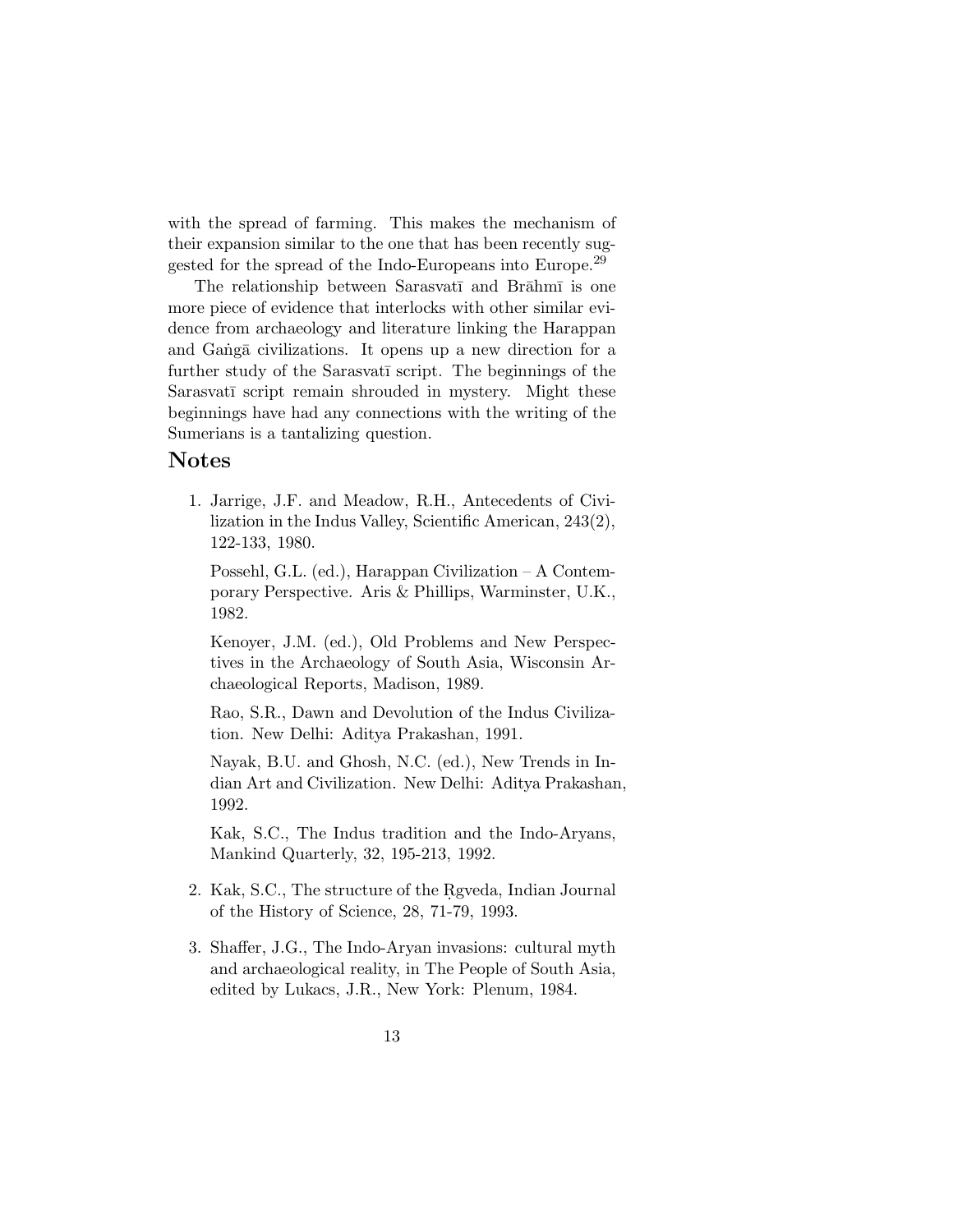with the spread of farming. This makes the mechanism of their expansion similar to the one that has been recently suggested for the spread of the Indo-Europeans into Europe.[29]

The relationship between Sarasvatī and Brāhmī is one more piece of evidence that interlocks with other similar evidence from archaeology and literature linking the Harappan and Gaṅgā civilizations. It opens up a new direction for a further study of the Sarasvatī script. The beginnings of the Sarasvatī script remain shrouded in mystery. Might these beginnings have had any connections with the writing of the Sumerians is a tantalizing question.

## Notes

1. Jarrige, J.F. and Meadow, R.H., Antecedents of Civilization in the Indus Valley, Scientific American, 243(2), 122-133, 1980.

   Possehl, G.L. (ed.), Harappan Civilization – A Contemporary Perspective. Aris & Phillips, Warminster, U.K., 1982.

   Kenoyer, J.M. (ed.), Old Problems and New Perspectives in the Archaeology of South Asia, Wisconsin Archaeological Reports, Madison, 1989.

   Rao, S.R., Dawn and Devolution of the Indus Civilization. New Delhi: Aditya Prakashan, 1991.

   Nayak, B.U. and Ghosh, N.C. (ed.), New Trends in Indian Art and Civilization. New Delhi: Aditya Prakashan, 1992.

   Kak, S.C., The Indus tradition and the Indo-Aryans, Mankind Quarterly, 32, 195-213, 1992.

2. Kak, S.C., The structure of the Ṛgveda, Indian Journal of the History of Science, 28, 71-79, 1993.

3. Shaffer, J.G., The Indo-Aryan invasions: cultural myth and archaeological reality, in The People of South Asia, edited by Lukacs, J.R., New York: Plenum, 1984.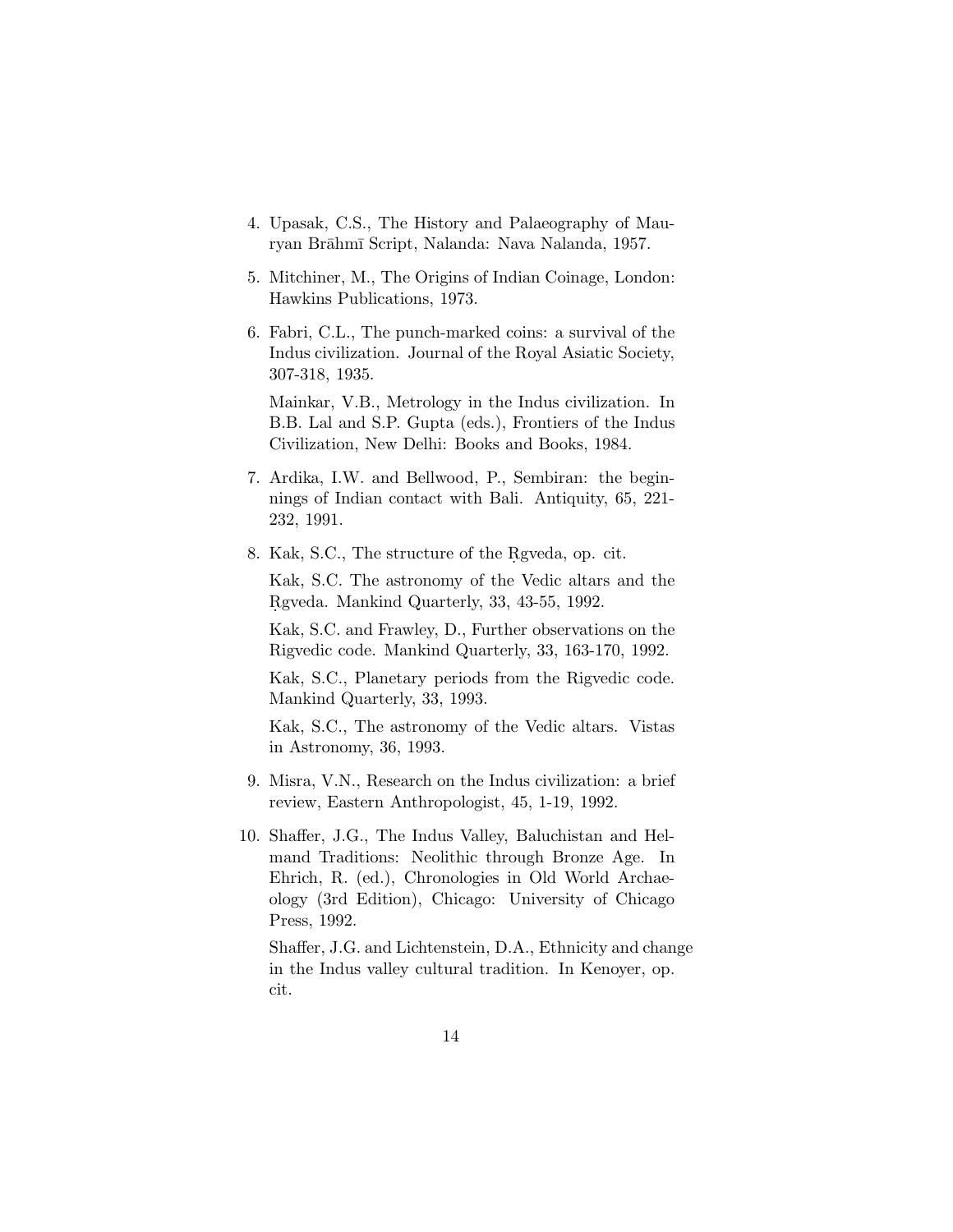4. Upasak, C.S., The History and Palaeography of Mauryan Brāhmī Script, Nalanda: Nava Nalanda, 1957.

5. Mitchiner, M., The Origins of Indian Coinage, London: Hawkins Publications, 1973.

6. Fabri, C.L., The punch-marked coins: a survival of the Indus civilization. Journal of the Royal Asiatic Society, 307-318, 1935.

   Mainkar, V.B., Metrology in the Indus civilization. In B.B. Lal and S.P. Gupta (eds.), Frontiers of the Indus Civilization, New Delhi: Books and Books, 1984.

7. Ardika, I.W. and Bellwood, P., Sembiran: the beginnings of Indian contact with Bali. Antiquity, 65, 221-232, 1991.

8. Kak, S.C., The structure of the Ṛgveda, op. cit.

   Kak, S.C. The astronomy of the Vedic altars and the Ṛgveda. Mankind Quarterly, 33, 43-55, 1992.

   Kak, S.C. and Frawley, D., Further observations on the Rigvedic code. Mankind Quarterly, 33, 163-170, 1992.

   Kak, S.C., Planetary periods from the Rigvedic code. Mankind Quarterly, 33, 1993.

   Kak, S.C., The astronomy of the Vedic altars. Vistas in Astronomy, 36, 1993.

9. Misra, V.N., Research on the Indus civilization: a brief review, Eastern Anthropologist, 45, 1-19, 1992.

10. Shaffer, J.G., The Indus Valley, Baluchistan and Helmand Traditions: Neolithic through Bronze Age. In Ehrich, R. (ed.), Chronologies in Old World Archaeology (3rd Edition), Chicago: University of Chicago Press, 1992.

    Shaffer, J.G. and Lichtenstein, D.A., Ethnicity and change in the Indus valley cultural tradition. In Kenoyer, op. cit.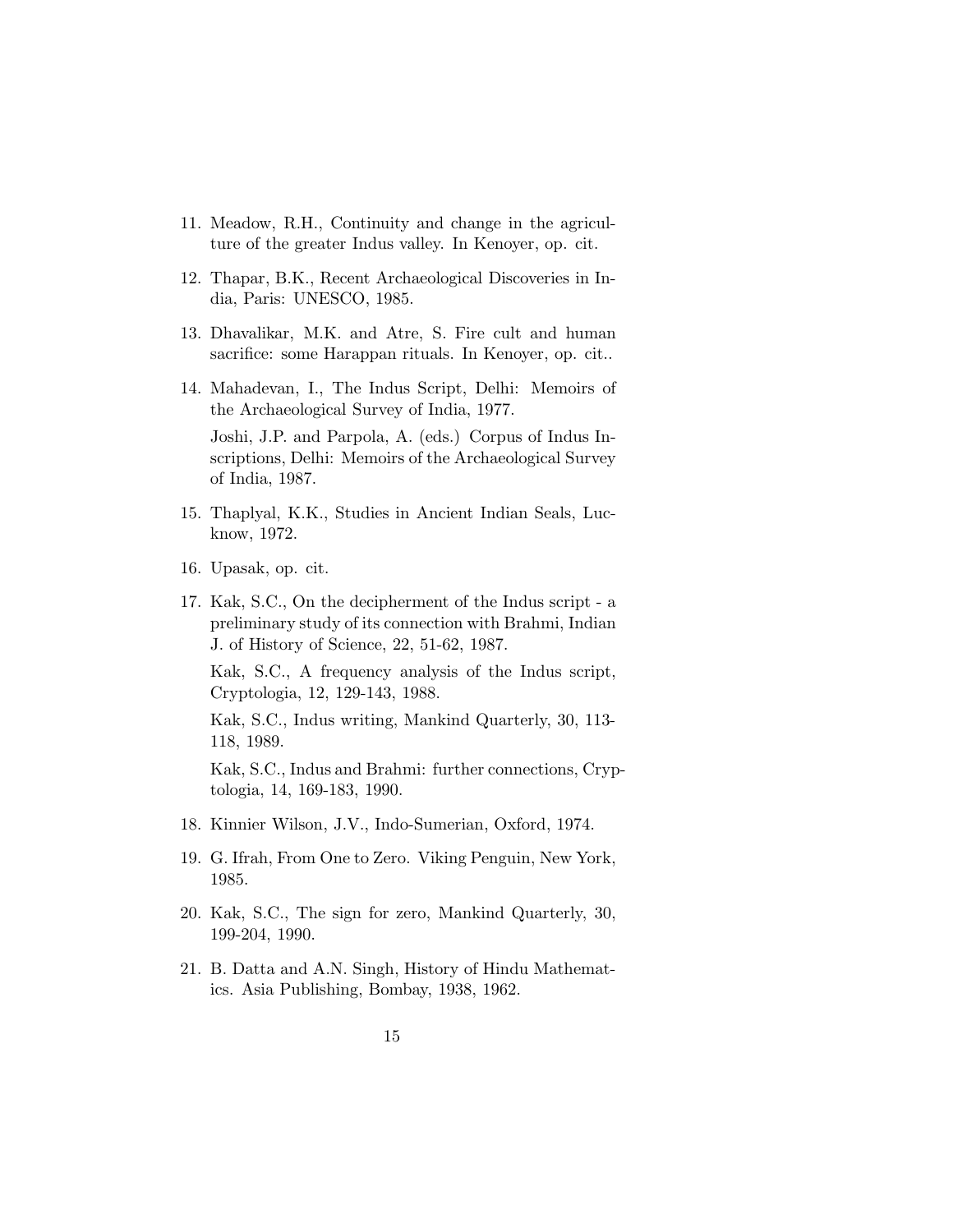11. Meadow, R.H., Continuity and change in the agriculture of the greater Indus valley. In Kenoyer, op. cit.

12. Thapar, B.K., Recent Archaeological Discoveries in India, Paris: UNESCO, 1985.

13. Dhavalikar, M.K. and Atre, S. Fire cult and human sacrifice: some Harappan rituals. In Kenoyer, op. cit..

14. Mahadevan, I., The Indus Script, Delhi: Memoirs of the Archaeological Survey of India, 1977.

    Joshi, J.P. and Parpola, A. (eds.) Corpus of Indus Inscriptions, Delhi: Memoirs of the Archaeological Survey of India, 1987.

15. Thaplyal, K.K., Studies in Ancient Indian Seals, Lucknow, 1972.

16. Upasak, op. cit.

17. Kak, S.C., On the decipherment of the Indus script - a preliminary study of its connection with Brahmi, Indian J. of History of Science, 22, 51-62, 1987.

    Kak, S.C., A frequency analysis of the Indus script, Cryptologia, 12, 129-143, 1988.

    Kak, S.C., Indus writing, Mankind Quarterly, 30, 113-118, 1989.

    Kak, S.C., Indus and Brahmi: further connections, Cryptologia, 14, 169-183, 1990.

18. Kinnier Wilson, J.V., Indo-Sumerian, Oxford, 1974.

19. G. Ifrah, From One to Zero. Viking Penguin, New York, 1985.

20. Kak, S.C., The sign for zero, Mankind Quarterly, 30, 199-204, 1990.

21. B. Datta and A.N. Singh, History of Hindu Mathematics. Asia Publishing, Bombay, 1938, 1962.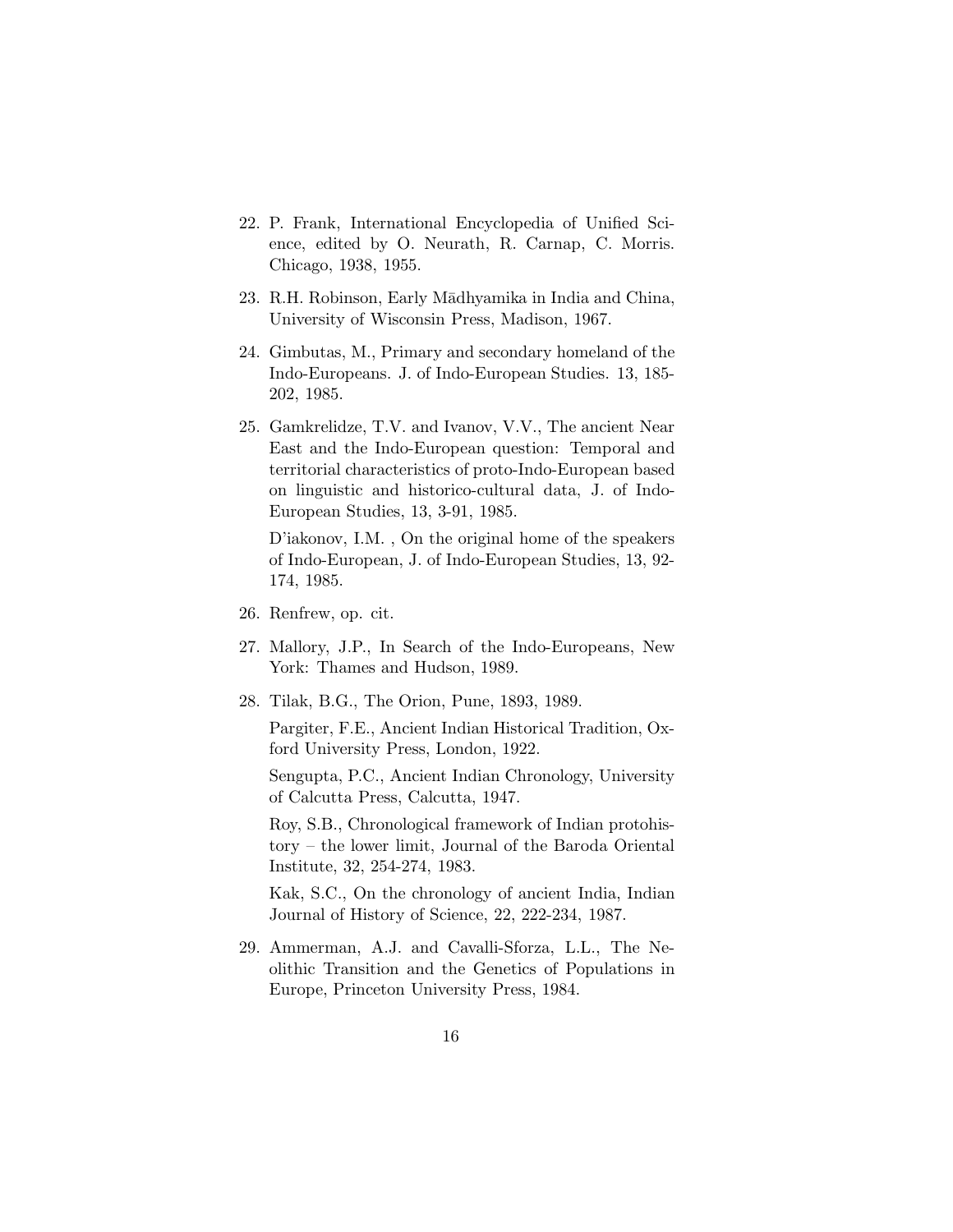22. P. Frank, International Encyclopedia of Unified Science, edited by O. Neurath, R. Carnap, C. Morris. Chicago, 1938, 1955.

23. R.H. Robinson, Early Mādhyamika in India and China, University of Wisconsin Press, Madison, 1967.

24. Gimbutas, M., Primary and secondary homeland of the Indo-Europeans. J. of Indo-European Studies. 13, 185-202, 1985.

25. Gamkrelidze, T.V. and Ivanov, V.V., The ancient Near East and the Indo-European question: Temporal and territorial characteristics of proto-Indo-European based on linguistic and historico-cultural data, J. of Indo-European Studies, 13, 3-91, 1985.

    D'iakonov, I.M. , On the original home of the speakers of Indo-European, J. of Indo-European Studies, 13, 92-174, 1985.

26. Renfrew, op. cit.

27. Mallory, J.P., In Search of the Indo-Europeans, New York: Thames and Hudson, 1989.

28. Tilak, B.G., The Orion, Pune, 1893, 1989.

    Pargiter, F.E., Ancient Indian Historical Tradition, Oxford University Press, London, 1922.

    Sengupta, P.C., Ancient Indian Chronology, University of Calcutta Press, Calcutta, 1947.

    Roy, S.B., Chronological framework of Indian protohistory – the lower limit, Journal of the Baroda Oriental Institute, 32, 254-274, 1983.

    Kak, S.C., On the chronology of ancient India, Indian Journal of History of Science, 22, 222-234, 1987.

29. Ammerman, A.J. and Cavalli-Sforza, L.L., The Neolithic Transition and the Genetics of Populations in Europe, Princeton University Press, 1984.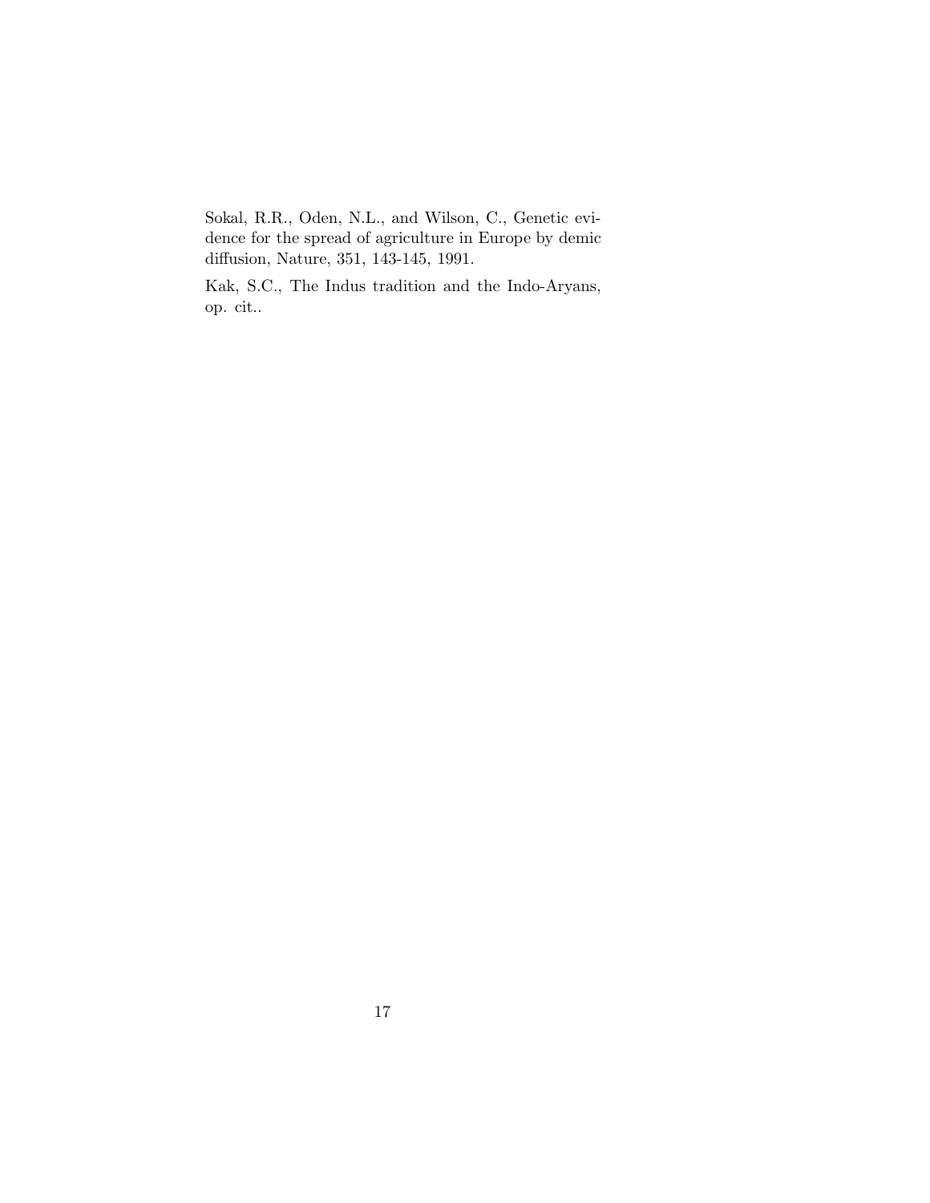Sokal, R.R., Oden, N.L., and Wilson, C., Genetic evidence for the spread of agriculture in Europe by demic diffusion, Nature, 351, 143-145, 1991.

Kak, S.C., The Indus tradition and the Indo-Aryans, op. cit..